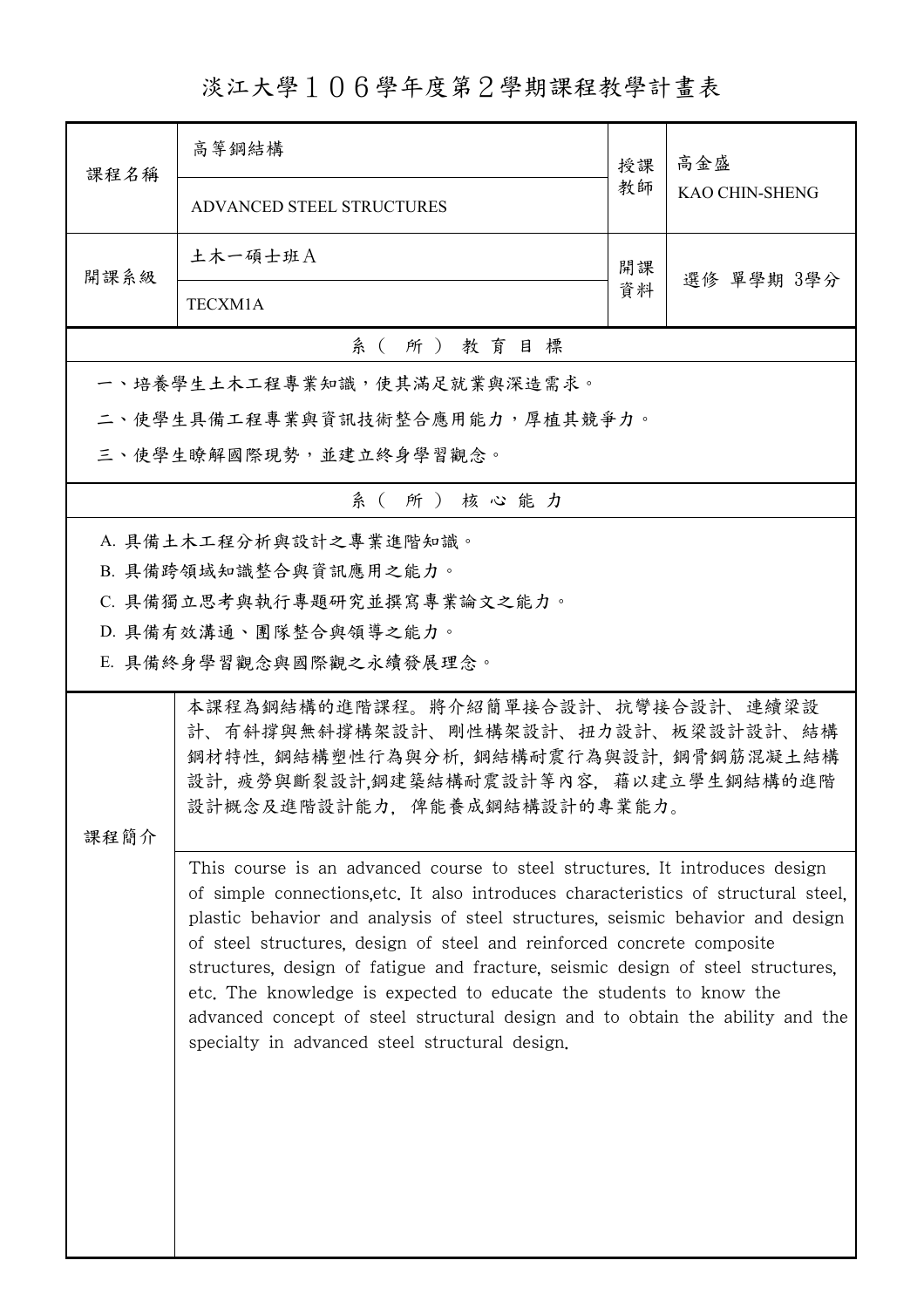# 淡江大學１０６學年度第２學期課程教學計畫表

| | | | |
|---|---|---|---|
| 課程名稱 | 高等鋼結構<br>ADVANCED STEEL STRUCTURES | 授課教師 | 高金盛<br>KAO CHIN-SHENG |
| 開課系級 | 土木一碩士班Ａ<br>TECXM1A | 開課資料 | 選修 單學期 3學分 |

## 系（所）教育目標

一、培養學生土木工程專業知識，使其滿足就業與深造需求。

二、使學生具備工程專業與資訊技術整合應用能力，厚植其競爭力。

三、使學生瞭解國際現勢，並建立終身學習觀念。

## 系（所）核心能力

A. 具備土木工程分析與設計之專業進階知識。

B. 具備跨領域知識整合與資訊應用之能力。

C. 具備獨立思考與執行專題研究並撰寫專業論文之能力。

D. 具備有效溝通、團隊整合與領導之能力。

E. 具備終身學習觀念與國際觀之永續發展理念。

## 課程簡介

本課程為鋼結構的進階課程。將介紹簡單接合設計、抗彎接合設計、連續梁設計、有斜撐與無斜撐構架設計、剛性構架設計、扭力設計、板梁設計設計、結構鋼材特性, 鋼結構塑性行為與分析, 鋼結構耐震行為與設計, 鋼骨鋼筋混凝土結構設計, 疲勞與斷裂設計,鋼建築結構耐震設計等內容, 藉以建立學生鋼結構的進階設計概念及進階設計能力, 俾能養成鋼結構設計的專業能力。

This course is an advanced course to steel structures. It introduces design of simple connections,etc. It also introduces characteristics of structural steel, plastic behavior and analysis of steel structures, seismic behavior and design of steel structures, design of steel and reinforced concrete composite structures, design of fatigue and fracture, seismic design of steel structures, etc. The knowledge is expected to educate the students to know the advanced concept of steel structural design and to obtain the ability and the specialty in advanced steel structural design.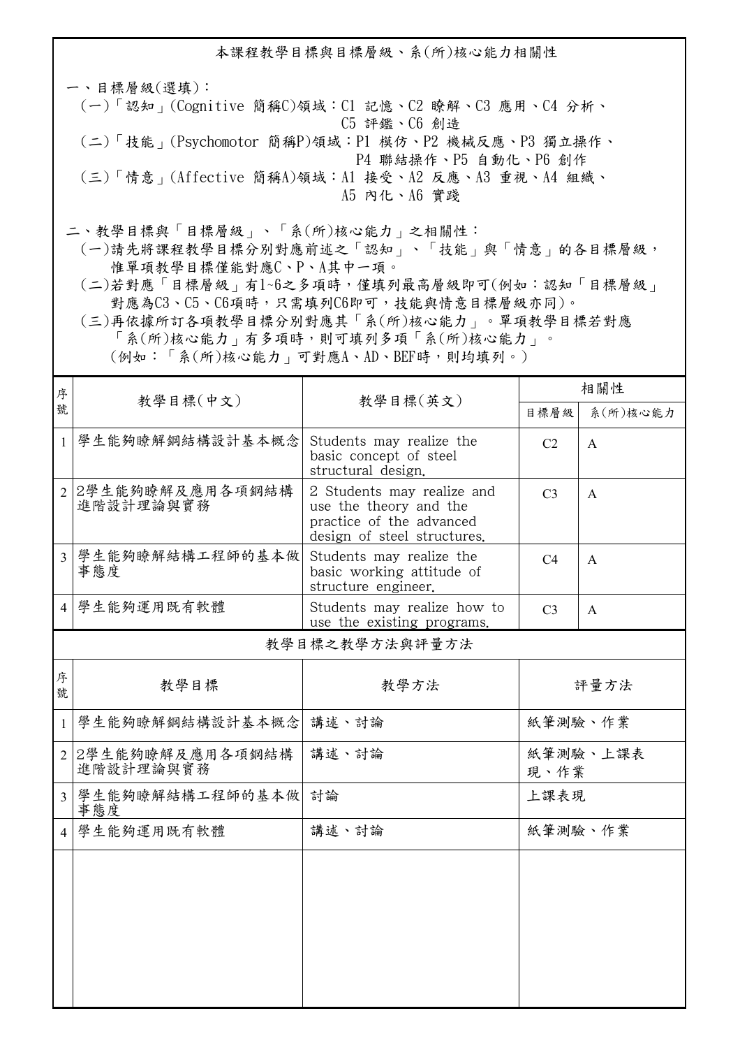## 本課程教學目標與目標層級、系(所)核心能力相關性

一、目標層級(選填)：

(一)「認知」(Cognitive 簡稱C)領域：C1 記憶、C2 瞭解、C3 應用、C4 分析、C5 評鑑、C6 創造

(二)「技能」(Psychomotor 簡稱P)領域：P1 模仿、P2 機械反應、P3 獨立操作、P4 聯結操作、P5 自動化、P6 創作

(三)「情意」(Affective 簡稱A)領域：A1 接受、A2 反應、A3 重視、A4 組織、A5 內化、A6 實踐

二、教學目標與「目標層級」、「系(所)核心能力」之相關性：

(一)請先將課程教學目標分別對應前述之「認知」、「技能」與「情意」的各目標層級，惟單項教學目標僅能對應C、P、A其中一項。

(二)若對應「目標層級」有1~6之多項時，僅填列最高層級即可(例如：認知「目標層級」對應為C3、C5、C6項時，只需填列C6即可，技能與情意目標層級亦同)。

(三)再依據所訂各項教學目標分別對應其「系(所)核心能力」。單項教學目標若對應「系(所)核心能力」有多項時，則可填列多項「系(所)核心能力」。(例如：「系(所)核心能力」可對應A、AD、BEF時，則均填列。)

| 序號 | 教學目標(中文) | 教學目標(英文) | 相關性 | |
|---|---|---|---|---|
| | | | 目標層級 | 系(所)核心能力 |
| 1 | 學生能夠瞭解鋼結構設計基本概念 | Students may realize the basic concept of steel structural design. | C2 | A |
| 2 | 2學生能夠瞭解及應用各項鋼結構進階設計理論與實務 | 2 Students may realize and use the theory and the practice of the advanced design of steel structures. | C3 | A |
| 3 | 學生能夠瞭解結構工程師的基本做事態度 | Students may realize the basic working attitude of structure engineer. | C4 | A |
| 4 | 學生能夠運用既有軟體 | Students may realize how to use the existing programs. | C3 | A |

## 教學目標之教學方法與評量方法

| 序號 | 教學目標 | 教學方法 | 評量方法 |
|---|---|---|---|
| 1 | 學生能夠瞭解鋼結構設計基本概念 | 講述、討論 | 紙筆測驗、作業 |
| 2 | 2學生能夠瞭解及應用各項鋼結構進階設計理論與實務 | 講述、討論 | 紙筆測驗、上課表現、作業 |
| 3 | 學生能夠瞭解結構工程師的基本做事態度 | 討論 | 上課表現 |
| 4 | 學生能夠運用既有軟體 | 講述、討論 | 紙筆測驗、作業 |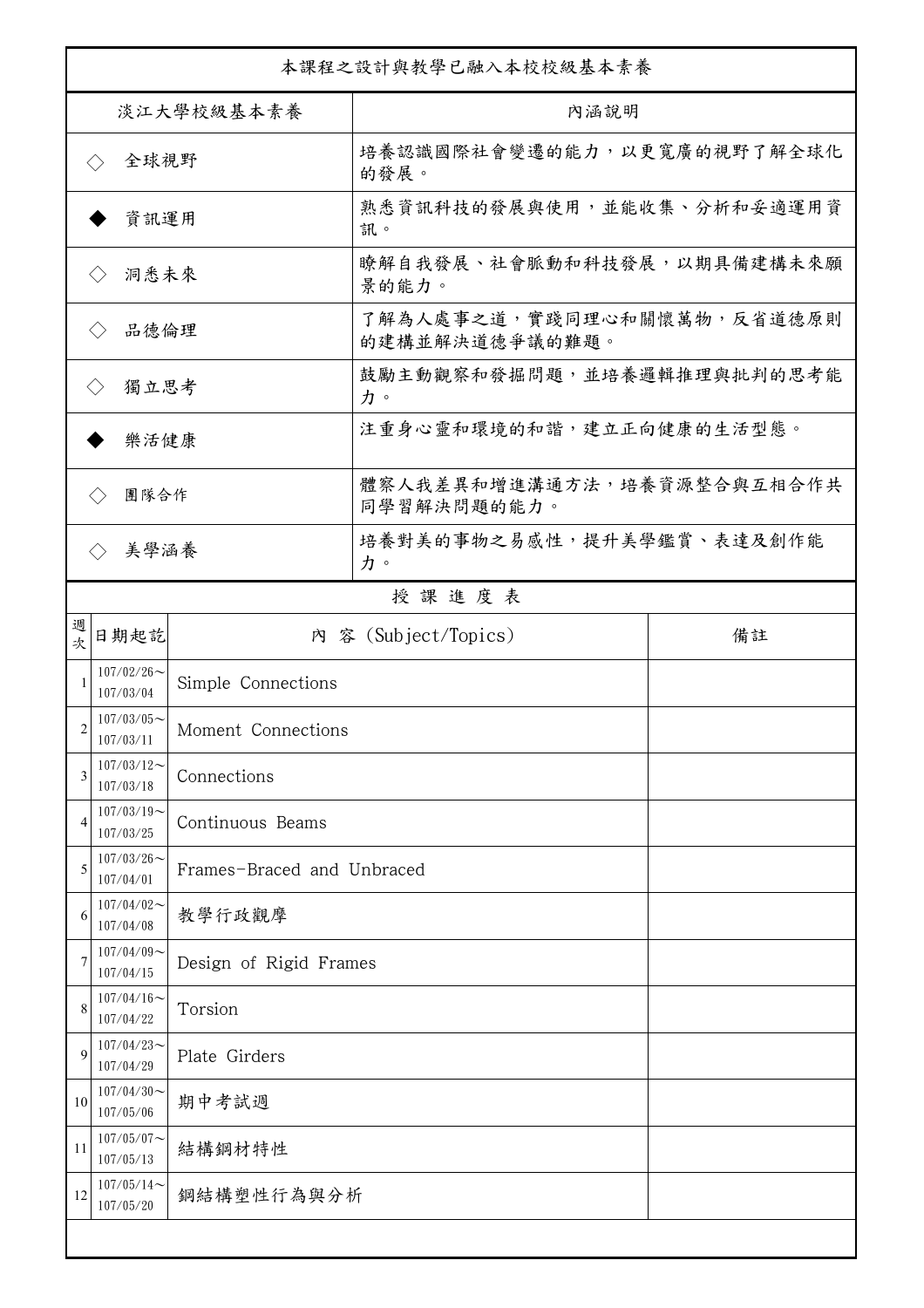| 本課程之設計與教學已融入本校校級基本素養 | |
|---|---|
| 淡江大學校級基本素養 | 內涵說明 |
| ◇ 全球視野 | 培養認識國際社會變遷的能力，以更寬廣的視野了解全球化的發展。 |
| ◆ 資訊運用 | 熟悉資訊科技的發展與使用，並能收集、分析和妥適運用資訊。 |
| ◇ 洞悉未來 | 瞭解自我發展、社會脈動和科技發展，以期具備建構未來願景的能力。 |
| ◇ 品德倫理 | 了解為人處事之道，實踐同理心和關懷萬物，反省道德原則的建構並解決道德爭議的難題。 |
| ◇ 獨立思考 | 鼓勵主動觀察和發掘問題，並培養邏輯推理與批判的思考能力。 |
| ◆ 樂活健康 | 注重身心靈和環境的和諧，建立正向健康的生活型態。 |
| ◇ 團隊合作 | 體察人我差異和增進溝通方法，培養資源整合與互相合作共同學習解決問題的能力。 |
| ◇ 美學涵養 | 培養對美的事物之易感性，提升美學鑑賞、表達及創作能力。 |

授 課 進 度 表

| 週次 | 日期起訖 | 內 容 (Subject/Topics) | 備註 |
|---|---|---|---|
| 1 | 107/02/26～107/03/04 | Simple Connections | |
| 2 | 107/03/05～107/03/11 | Moment Connections | |
| 3 | 107/03/12～107/03/18 | Connections | |
| 4 | 107/03/19～107/03/25 | Continuous Beams | |
| 5 | 107/03/26～107/04/01 | Frames-Braced and Unbraced | |
| 6 | 107/04/02～107/04/08 | 教學行政觀摩 | |
| 7 | 107/04/09～107/04/15 | Design of Rigid Frames | |
| 8 | 107/04/16～107/04/22 | Torsion | |
| 9 | 107/04/23～107/04/29 | Plate Girders | |
| 10 | 107/04/30～107/05/06 | 期中考試週 | |
| 11 | 107/05/07～107/05/13 | 結構鋼材特性 | |
| 12 | 107/05/14～107/05/20 | 鋼結構塑性行為與分析 | |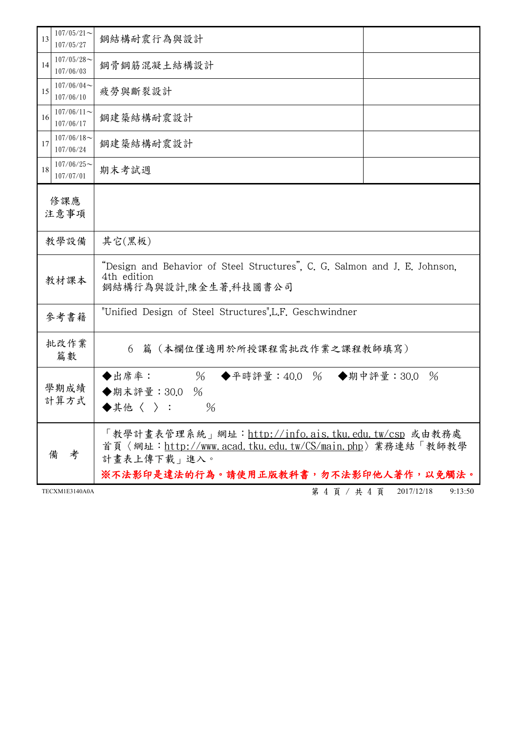| | | | |
|---|---|---|---|
| 13 | 107/05/21～107/05/27 | 鋼結構耐震行為與設計 | |
| 14 | 107/05/28～107/06/03 | 鋼骨鋼筋混凝土結構設計 | |
| 15 | 107/06/04～107/06/10 | 疲勞與斷裂設計 | |
| 16 | 107/06/11～107/06/17 | 鋼建築結構耐震設計 | |
| 17 | 107/06/18～107/06/24 | 鋼建築結構耐震設計 | |
| 18 | 107/06/25～107/07/01 | 期末考試週 | |

| | |
|---|---|
| 修課應注意事項 | |
| 教學設備 | 其它(黑板) |
| 教材課本 | “Design and Behavior of Steel Structures”, C. G. Salmon and J. E. Johnson, 4th edition<br>鋼結構行為與設計,陳金生著,科技圖書公司 |
| 參考書籍 | "Unified Design of Steel Structures",L.F. Geschwindner |
| 批改作業篇數 | 6 篇（本欄位僅適用於所授課程需批改作業之課程教師填寫） |
| 學期成績計算方式 | ◆出席率： ％ ◆平時評量：40.0 ％ ◆期中評量：30.0 ％<br>◆期末評量：30.0 ％<br>◆其他〈 〉： ％ |
| 備 考 | 「教學計畫表管理系統」網址：http://info.ais.tku.edu.tw/csp 或由教務處首頁〈網址：http://www.acad.tku.edu.tw/CS/main.php〉業務連結「教師教學計畫表上傳下載」進入。<br>**※不法影印是違法的行為。請使用正版教科書，勿不法影印他人著作，以免觸法。** |

TECXM1E3140A0A 2017/12/18 9:13:50